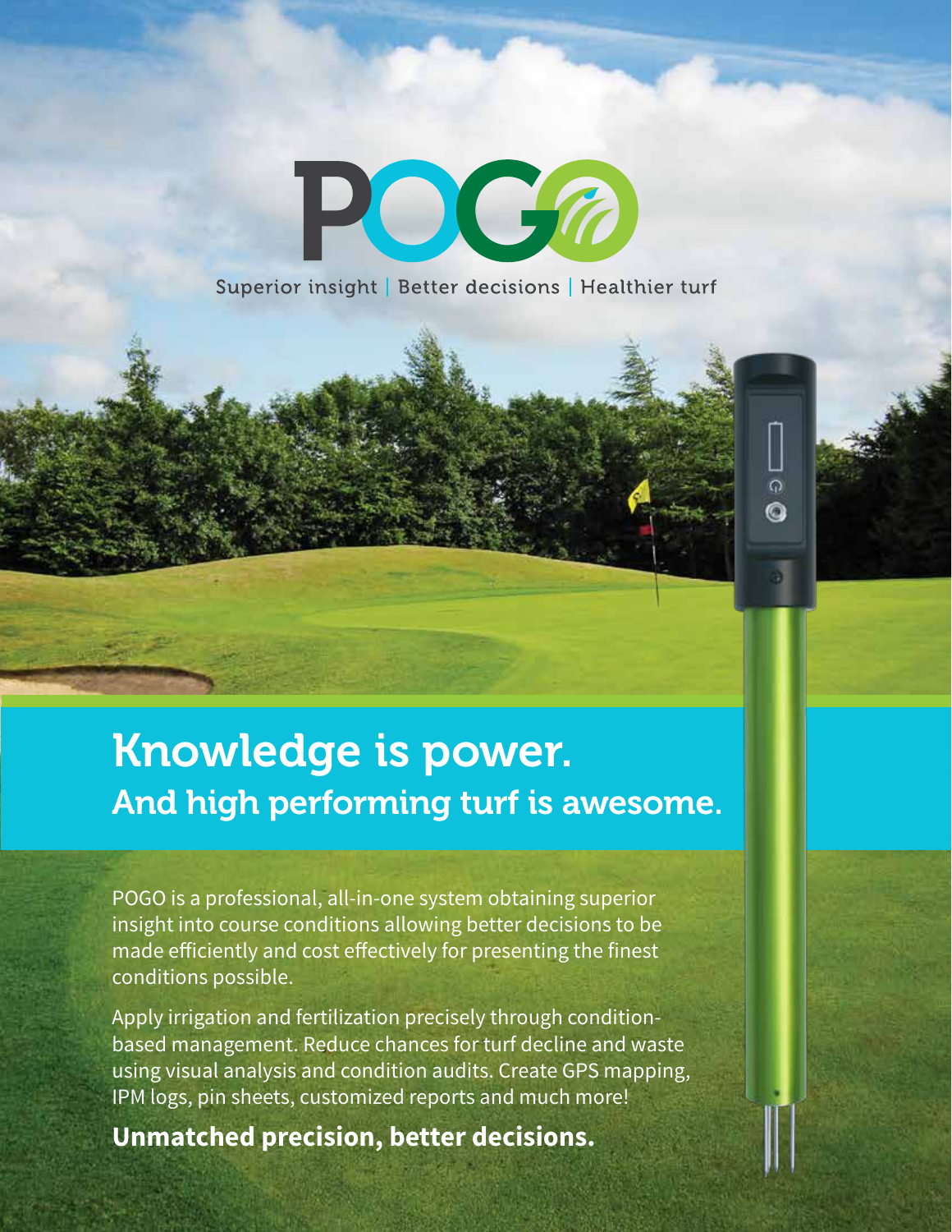# POGO

Superior insight | Better decisions | Healthier turf

## Knowledge is power.
### And high performing turf is awesome.

POGO is a professional, all-in-one system obtaining superior insight into course conditions allowing better decisions to be made efficiently and cost effectively for presenting the finest conditions possible.

Apply irrigation and fertilization precisely through condition-based management. Reduce chances for turf decline and waste using visual analysis and condition audits. Create GPS mapping, IPM logs, pin sheets, customized reports and much more!

**Unmatched precision, better decisions.**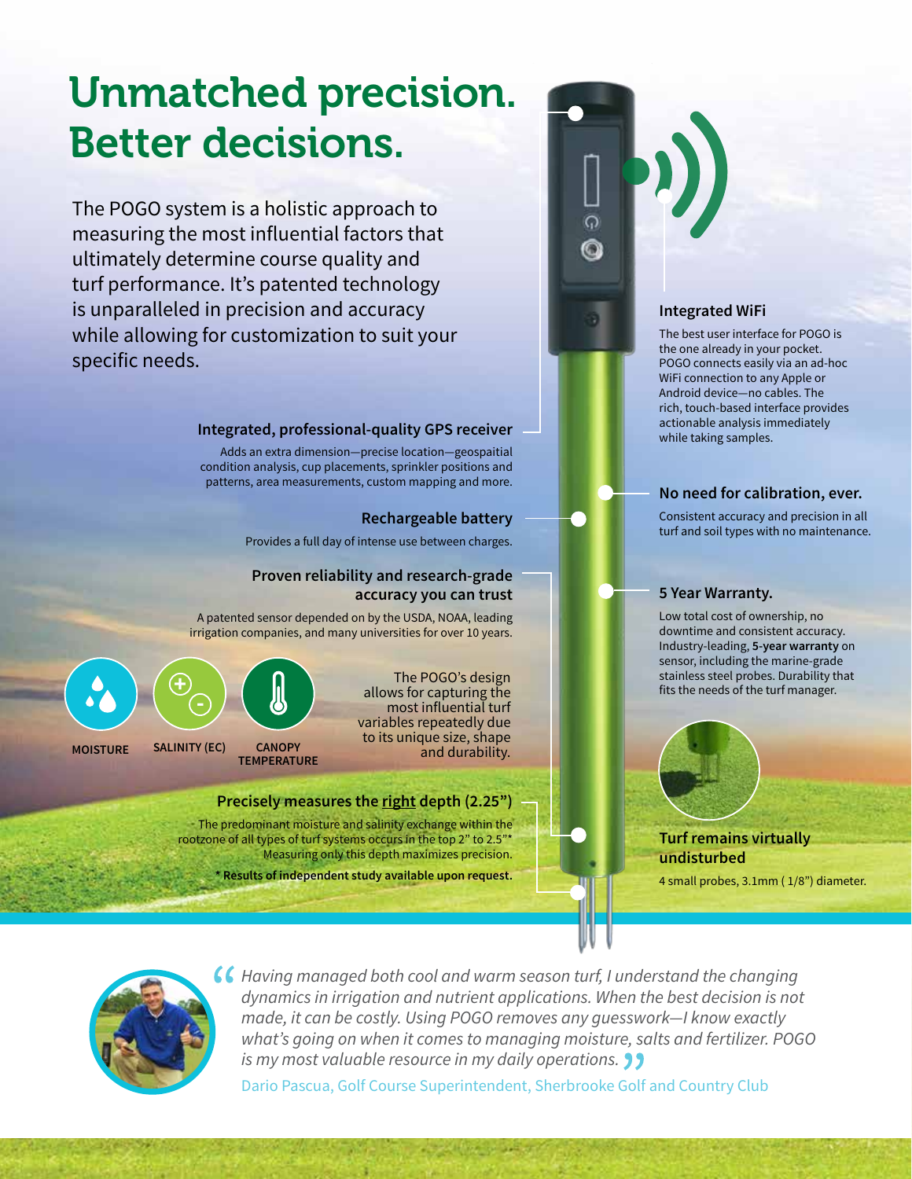# Unmatched precision. Better decisions.

The POGO system is a holistic approach to measuring the most influential factors that ultimately determine course quality and turf performance. It's patented technology is unparalleled in precision and accuracy while allowing for customization to suit your specific needs.

### Integrated, professional-quality GPS receiver

Adds an extra dimension—precise location—geospaitial condition analysis, cup placements, sprinkler positions and patterns, area measurements, custom mapping and more.

### Rechargeable battery

Provides a full day of intense use between charges.

### Proven reliability and research-grade accuracy you can trust

A patented sensor depended on by the USDA, NOAA, leading irrigation companies, and many universities for over 10 years.

**MOISTURE** **SALINITY (EC)** **CANOPY TEMPERATURE**

The POGO's design allows for capturing the most influential turf variables repeatedly due to its unique size, shape and durability.

### Precisely measures the right depth (2.25")

The predominant moisture and salinity exchange within the rootzone of all types of turf systems occurs in the top 2" to 2.5"* Measuring only this depth maximizes precision.

**\* Results of independent study available upon request.**

### Integrated WiFi

The best user interface for POGO is the one already in your pocket. POGO connects easily via an ad-hoc WiFi connection to any Apple or Android device—no cables. The rich, touch-based interface provides actionable analysis immediately while taking samples.

### No need for calibration, ever.

Consistent accuracy and precision in all turf and soil types with no maintenance.

### 5 Year Warranty.

Low total cost of ownership, no downtime and consistent accuracy. Industry-leading, **5-year warranty** on sensor, including the marine-grade stainless steel probes. Durability that fits the needs of the turf manager.

### Turf remains virtually undisturbed

4 small probes, 3.1mm ( 1/8") diameter.

*"Having managed both cool and warm season turf, I understand the changing dynamics in irrigation and nutrient applications. When the best decision is not made, it can be costly. Using POGO removes any guesswork—I know exactly what's going on when it comes to managing moisture, salts and fertilizer. POGO is my most valuable resource in my daily operations."*

Dario Pascua, Golf Course Superintendent, Sherbrooke Golf and Country Club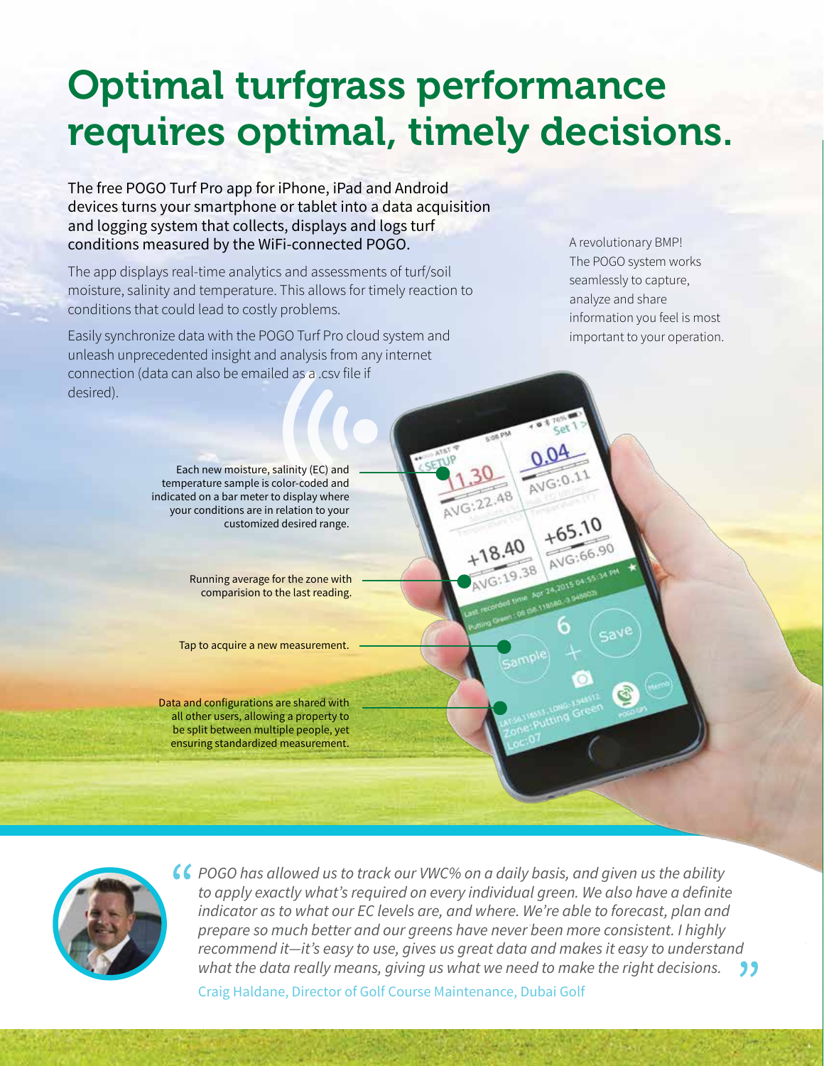# Optimal turfgrass performance requires optimal, timely decisions.

The free POGO Turf Pro app for iPhone, iPad and Android devices turns your smartphone or tablet into a data acquisition and logging system that collects, displays and logs turf conditions measured by the WiFi-connected POGO.

The app displays real-time analytics and assessments of turf/soil moisture, salinity and temperature. This allows for timely reaction to conditions that could lead to costly problems.

Easily synchronize data with the POGO Turf Pro cloud system and unleash unprecedented insight and analysis from any internet connection (data can also be emailed as a .csv file if desired).

A revolutionary BMP! The POGO system works seamlessly to capture, analyze and share information you feel is most important to your operation.

Each new moisture, salinity (EC) and temperature sample is color-coded and indicated on a bar meter to display where your conditions are in relation to your customized desired range.

Running average for the zone with comparision to the last reading.

Tap to acquire a new measurement.

Data and configurations are shared with all other users, allowing a property to be split between multiple people, yet ensuring standardized measurement.

> *POGO has allowed us to track our VWC% on a daily basis, and given us the ability to apply exactly what's required on every individual green. We also have a definite indicator as to what our EC levels are, and where. We're able to forecast, plan and prepare so much better and our greens have never been more consistent. I highly recommend it—it's easy to use, gives us great data and makes it easy to understand what the data really means, giving us what we need to make the right decisions.*
>
> Craig Haldane, Director of Golf Course Maintenance, Dubai Golf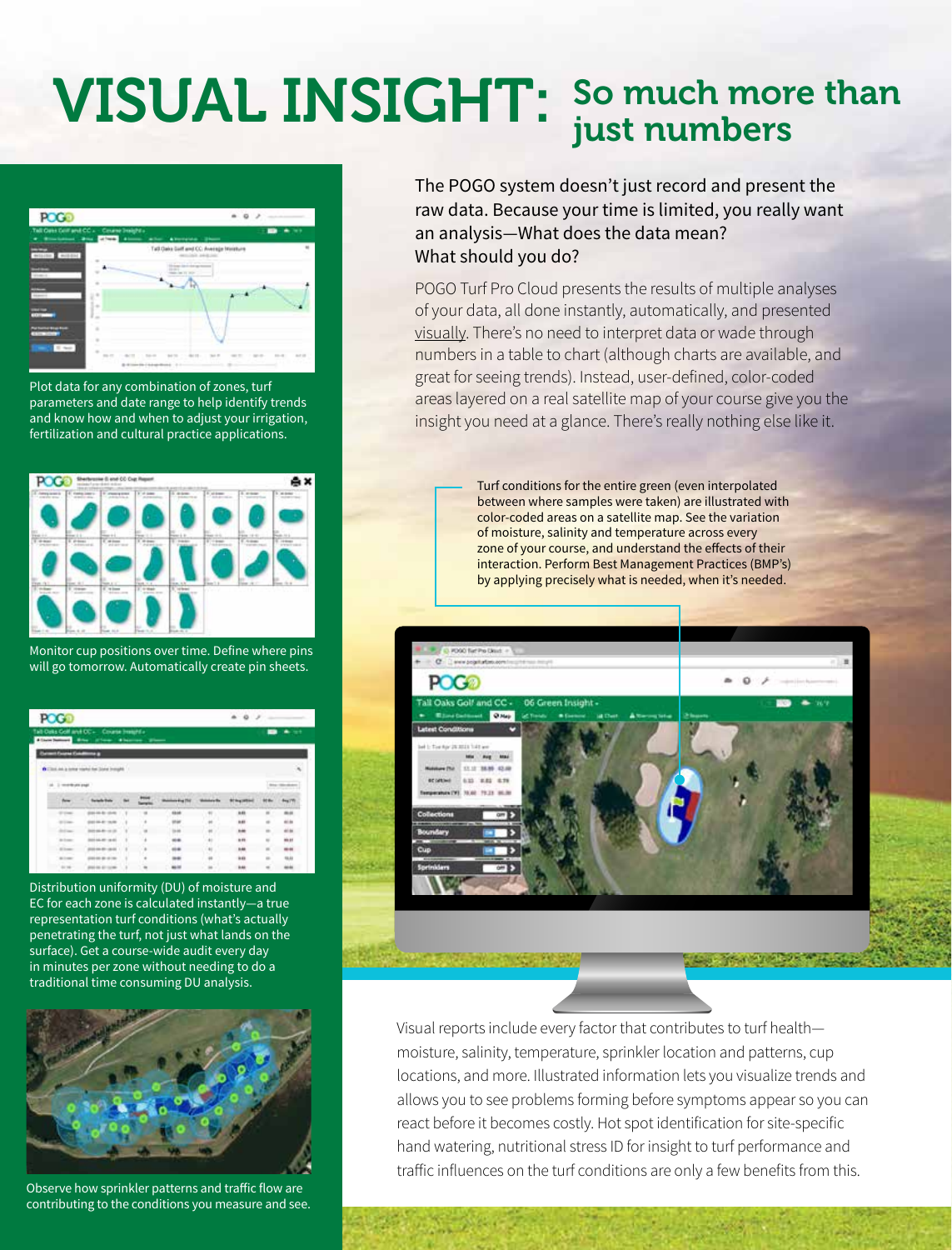# VISUAL INSIGHT: So much more than just numbers

Plot data for any combination of zones, turf parameters and date range to help identify trends and know how and when to adjust your irrigation, fertilization and cultural practice applications.

Monitor cup positions over time. Define where pins will go tomorrow. Automatically create pin sheets.

Distribution uniformity (DU) of moisture and EC for each zone is calculated instantly—a true representation turf conditions (what's actually penetrating the turf, not just what lands on the surface). Get a course-wide audit every day in minutes per zone without needing to do a traditional time consuming DU analysis.

Observe how sprinkler patterns and traffic flow are contributing to the conditions you measure and see.

The POGO system doesn't just record and present the raw data. Because your time is limited, you really want an analysis—What does the data mean? What should you do?

POGO Turf Pro Cloud presents the results of multiple analyses of your data, all done instantly, automatically, and presented visually. There's no need to interpret data or wade through numbers in a table to chart (although charts are available, and great for seeing trends). Instead, user-defined, color-coded areas layered on a real satellite map of your course give you the insight you need at a glance. There's really nothing else like it.

Turf conditions for the entire green (even interpolated between where samples were taken) are illustrated with color-coded areas on a satellite map. See the variation of moisture, salinity and temperature across every zone of your course, and understand the effects of their interaction. Perform Best Management Practices (BMP's) by applying precisely what is needed, when it's needed.

Visual reports include every factor that contributes to turf health—moisture, salinity, temperature, sprinkler location and patterns, cup locations, and more. Illustrated information lets you visualize trends and allows you to see problems forming before symptoms appear so you can react before it becomes costly. Hot spot identification for site-specific hand watering, nutritional stress ID for insight to turf performance and traffic influences on the turf conditions are only a few benefits from this.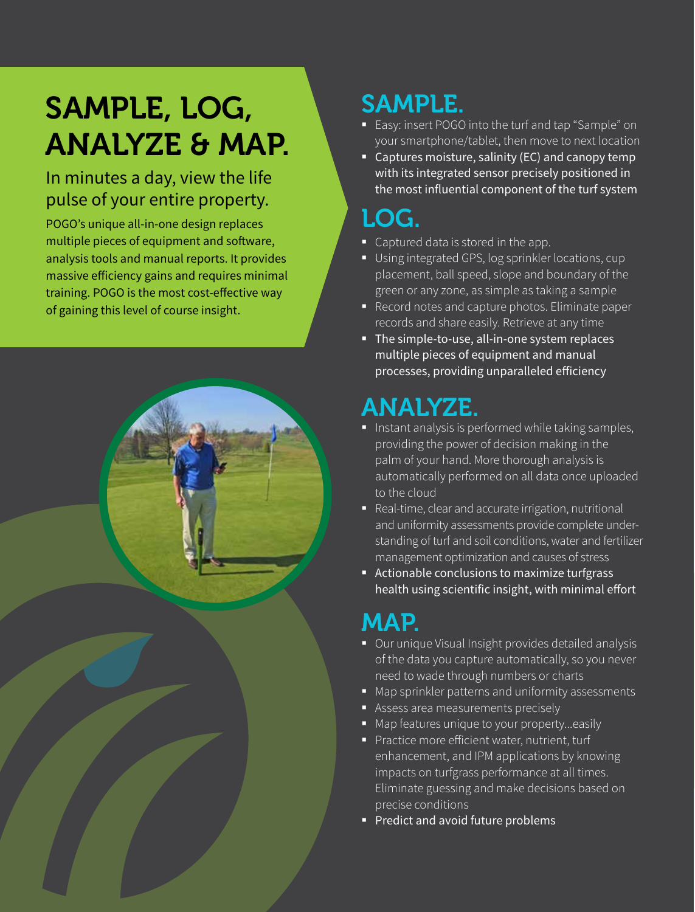# SAMPLE, LOG, ANALYZE & MAP.

## In minutes a day, view the life pulse of your entire property.

POGO's unique all-in-one design replaces multiple pieces of equipment and software, analysis tools and manual reports. It provides massive efficiency gains and requires minimal training. POGO is the most cost-effective way of gaining this level of course insight.

## SAMPLE.

- Easy: insert POGO into the turf and tap "Sample" on your smartphone/tablet, then move to next location
- Captures moisture, salinity (EC) and canopy temp with its integrated sensor precisely positioned in the most influential component of the turf system

## LOG.

- Captured data is stored in the app.
- Using integrated GPS, log sprinkler locations, cup placement, ball speed, slope and boundary of the green or any zone, as simple as taking a sample
- Record notes and capture photos. Eliminate paper records and share easily. Retrieve at any time
- The simple-to-use, all-in-one system replaces multiple pieces of equipment and manual processes, providing unparalleled efficiency

## ANALYZE.

- Instant analysis is performed while taking samples, providing the power of decision making in the palm of your hand. More thorough analysis is automatically performed on all data once uploaded to the cloud
- Real-time, clear and accurate irrigation, nutritional and uniformity assessments provide complete understanding of turf and soil conditions, water and fertilizer management optimization and causes of stress
- Actionable conclusions to maximize turfgrass health using scientific insight, with minimal effort

## MAP.

- Our unique Visual Insight provides detailed analysis of the data you capture automatically, so you never need to wade through numbers or charts
- Map sprinkler patterns and uniformity assessments
- Assess area measurements precisely
- Map features unique to your property...easily
- Practice more efficient water, nutrient, turf enhancement, and IPM applications by knowing impacts on turfgrass performance at all times. Eliminate guessing and make decisions based on precise conditions
- Predict and avoid future problems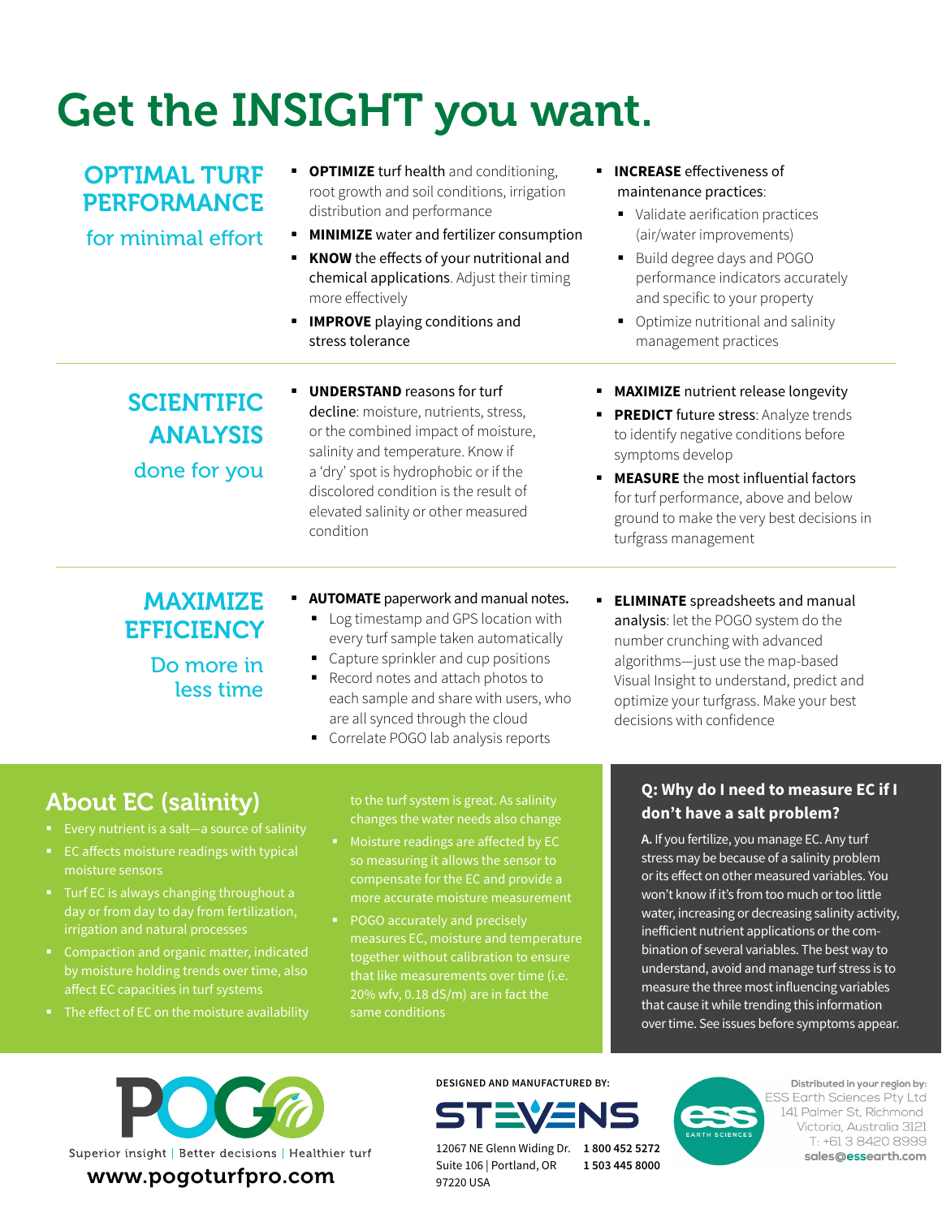# Get the INSIGHT you want.

## OPTIMAL TURF PERFORMANCE

### for minimal effort

- **OPTIMIZE** turf health and conditioning, root growth and soil conditions, irrigation distribution and performance
- **MINIMIZE** water and fertilizer consumption
- **KNOW** the effects of your nutritional and chemical applications. Adjust their timing more effectively
- **IMPROVE** playing conditions and stress tolerance
- **INCREASE** effectiveness of maintenance practices:
  - Validate aerification practices (air/water improvements)
  - Build degree days and POGO performance indicators accurately and specific to your property
  - Optimize nutritional and salinity management practices

## SCIENTIFIC ANALYSIS

### done for you

- **UNDERSTAND** reasons for turf decline: moisture, nutrients, stress, or the combined impact of moisture, salinity and temperature. Know if a 'dry' spot is hydrophobic or if the discolored condition is the result of elevated salinity or other measured condition
- **MAXIMIZE** nutrient release longevity
- **PREDICT** future stress: Analyze trends to identify negative conditions before symptoms develop
- **MEASURE** the most influential factors for turf performance, above and below ground to make the very best decisions in turfgrass management

## MAXIMIZE EFFICIENCY

### Do more in less time

- **AUTOMATE** paperwork and manual notes.
  - Log timestamp and GPS location with every turf sample taken automatically
  - Capture sprinkler and cup positions
  - Record notes and attach photos to each sample and share with users, who are all synced through the cloud
  - Correlate POGO lab analysis reports
- **ELIMINATE** spreadsheets and manual analysis: let the POGO system do the number crunching with advanced algorithms—just use the map-based Visual Insight to understand, predict and optimize your turfgrass. Make your best decisions with confidence

## About EC (salinity)

- Every nutrient is a salt—a source of salinity
- EC affects moisture readings with typical moisture sensors
- Turf EC is always changing throughout a day or from day to day from fertilization, irrigation and natural processes
- Compaction and organic matter, indicated by moisture holding trends over time, also affect EC capacities in turf systems
- The effect of EC on the moisture availability to the turf system is great. As salinity changes the water needs also change
- Moisture readings are affected by EC so measuring it allows the sensor to compensate for the EC and provide a more accurate moisture measurement
- POGO accurately and precisely measures EC, moisture and temperature together without calibration to ensure that like measurements over time (i.e. 20% wfv, 0.18 dS/m) are in fact the same conditions

## Q: Why do I need to measure EC if I don't have a salt problem?

**A.** If you fertilize, you manage EC. Any turf stress may be because of a salinity problem or its effect on other measured variables. You won't know if it's from too much or too little water, increasing or decreasing salinity activity, inefficient nutrient applications or the combination of several variables. The best way to understand, avoid and manage turf stress is to measure the three most influencing variables that cause it while trending this information over time. See issues before symptoms appear.

POGO

Superior insight | Better decisions | Healthier turf

www.pogoturfpro.com

DESIGNED AND MANUFACTURED BY:

STEVENS

12067 NE Glenn Widing Dr.
Suite 106 | Portland, OR
97220 USA

1 800 452 5272
1 503 445 8000

ess EARTH SCIENCES

Distributed in your region by:
ESS Earth Sciences Pty Ltd
141 Palmer St, Richmond
Victoria, Australia 3121
T: +61 3 8420 8999
sales@essearth.com